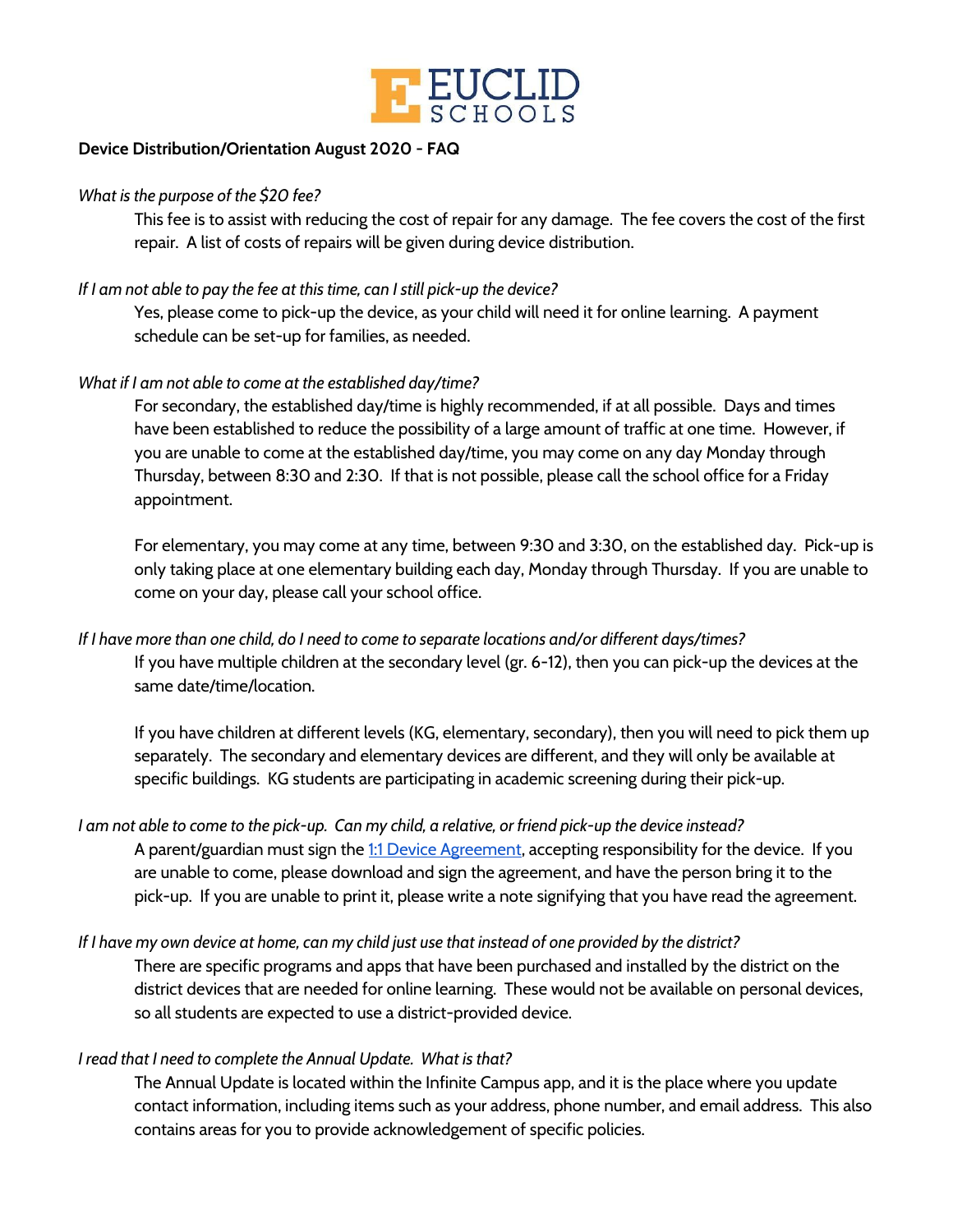# EUCLID SCHOOLS

**Device Distribution/Orientation August 2020 - FAQ**

*What is the purpose of the $20 fee?*

This fee is to assist with reducing the cost of repair for any damage. The fee covers the cost of the first repair. A list of costs of repairs will be given during device distribution.

*If I am not able to pay the fee at this time, can I still pick-up the device?*

Yes, please come to pick-up the device, as your child will need it for online learning. A payment schedule can be set-up for families, as needed.

*What if I am not able to come at the established day/time?*

For secondary, the established day/time is highly recommended, if at all possible. Days and times have been established to reduce the possibility of a large amount of traffic at one time. However, if you are unable to come at the established day/time, you may come on any day Monday through Thursday, between 8:30 and 2:30. If that is not possible, please call the school office for a Friday appointment.

For elementary, you may come at any time, between 9:30 and 3:30, on the established day. Pick-up is only taking place at one elementary building each day, Monday through Thursday. If you are unable to come on your day, please call your school office.

*If I have more than one child, do I need to come to separate locations and/or different days/times?*

If you have multiple children at the secondary level (gr. 6-12), then you can pick-up the devices at the same date/time/location.

If you have children at different levels (KG, elementary, secondary), then you will need to pick them up separately. The secondary and elementary devices are different, and they will only be available at specific buildings. KG students are participating in academic screening during their pick-up.

*I am not able to come to the pick-up. Can my child, a relative, or friend pick-up the device instead?*

A parent/guardian must sign the 1:1 Device Agreement, accepting responsibility for the device. If you are unable to come, please download and sign the agreement, and have the person bring it to the pick-up. If you are unable to print it, please write a note signifying that you have read the agreement.

*If I have my own device at home, can my child just use that instead of one provided by the district?*

There are specific programs and apps that have been purchased and installed by the district on the district devices that are needed for online learning. These would not be available on personal devices, so all students are expected to use a district-provided device.

*I read that I need to complete the Annual Update. What is that?*

The Annual Update is located within the Infinite Campus app, and it is the place where you update contact information, including items such as your address, phone number, and email address. This also contains areas for you to provide acknowledgement of specific policies.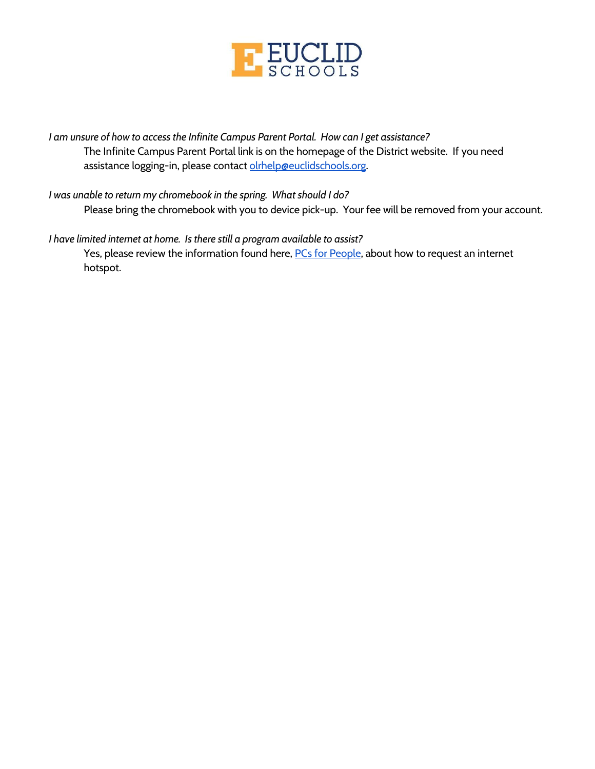*I am unsure of how to access the Infinite Campus Parent Portal. How can I get assistance?*

The Infinite Campus Parent Portal link is on the homepage of the District website. If you need assistance logging-in, please contact olrhelp@euclidschools.org.

*I was unable to return my chromebook in the spring. What should I do?*

Please bring the chromebook with you to device pick-up. Your fee will be removed from your account.

*I have limited internet at home. Is there still a program available to assist?*

Yes, please review the information found here, PCs for People, about how to request an internet hotspot.